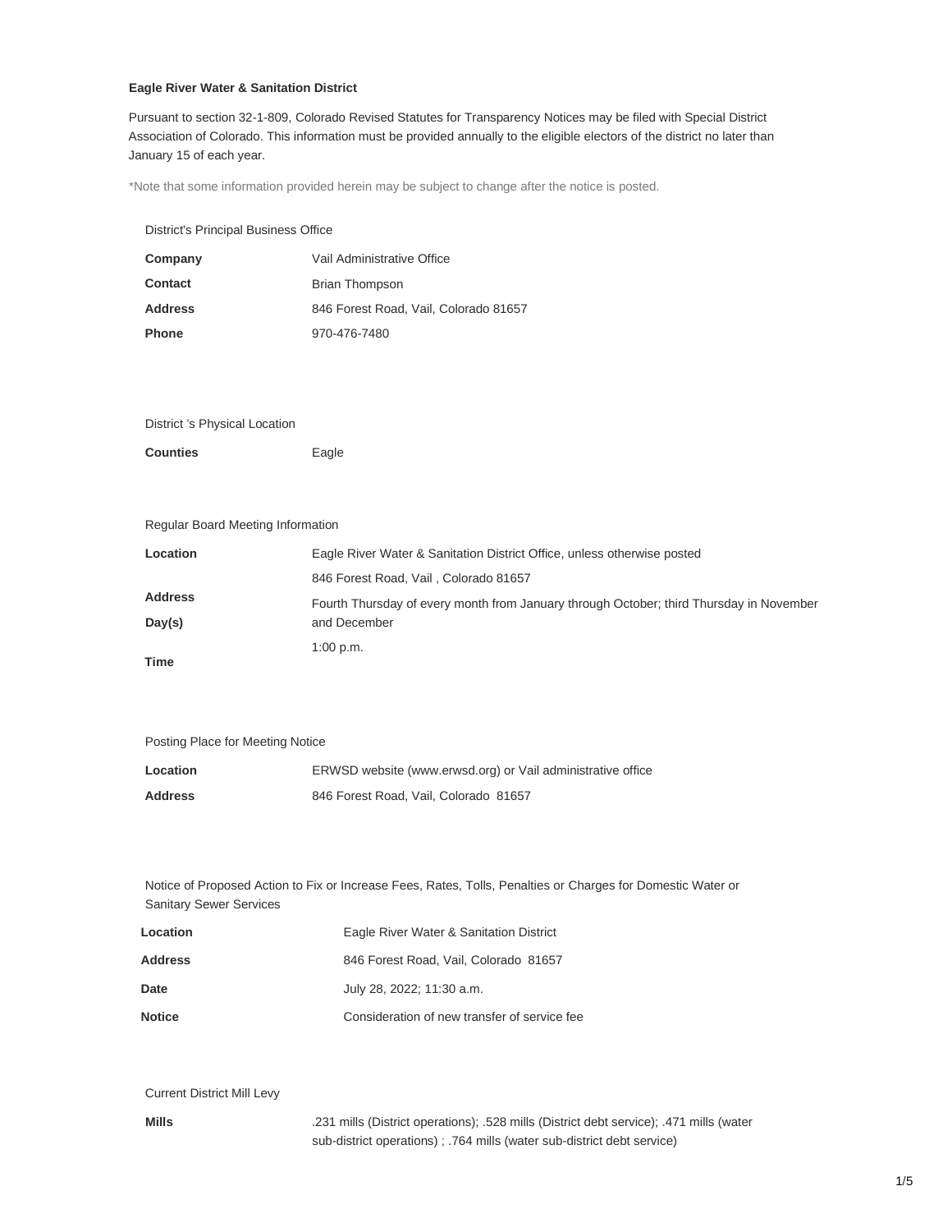**Eagle River Water & Sanitation District**

Pursuant to section 32-1-809, Colorado Revised Statutes for Transparency Notices may be filed with Special District Association of Colorado. This information must be provided annually to the eligible electors of the district no later than January 15 of each year.

*Note that some information provided herein may be subject to change after the notice is posted.

District's Principal Business Office

| | |
|---|---|
| **Company** | Vail Administrative Office |
| **Contact** | Brian Thompson |
| **Address** | 846 Forest Road, Vail, Colorado 81657 |
| **Phone** | 970-476-7480 |

District 's Physical Location

| | |
|---|---|
| **Counties** | Eagle |

Regular Board Meeting Information

| | |
|---|---|
| **Location** | Eagle River Water & Sanitation District Office, unless otherwise posted |
| **Address** | 846 Forest Road, Vail , Colorado 81657 |
| **Day(s)** | Fourth Thursday of every month from January through October; third Thursday in November and December |
| **Time** | 1:00 p.m. |

Posting Place for Meeting Notice

| | |
|---|---|
| **Location** | ERWSD website (www.erwsd.org) or Vail administrative office |
| **Address** | 846 Forest Road, Vail, Colorado 81657 |

Notice of Proposed Action to Fix or Increase Fees, Rates, Tolls, Penalties or Charges for Domestic Water or Sanitary Sewer Services

| | |
|---|---|
| **Location** | Eagle River Water & Sanitation District |
| **Address** | 846 Forest Road, Vail, Colorado 81657 |
| **Date** | July 28, 2022; 11:30 a.m. |
| **Notice** | Consideration of new transfer of service fee |

Current District Mill Levy

| | |
|---|---|
| **Mills** | .231 mills (District operations); .528 mills (District debt service); .471 mills (water sub-district operations) ; .764 mills (water sub-district debt service) |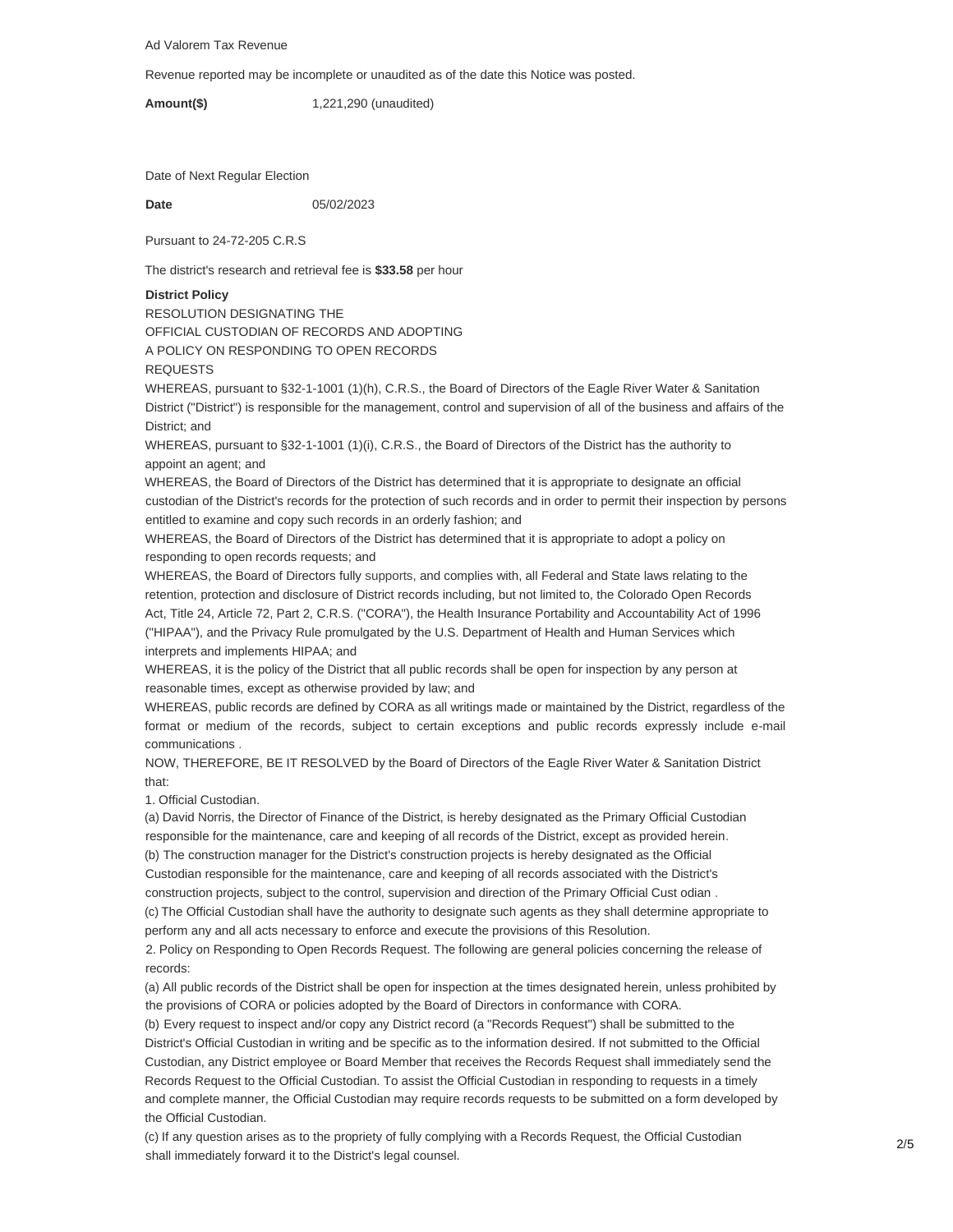Ad Valorem Tax Revenue

Revenue reported may be incomplete or unaudited as of the date this Notice was posted.

**Amount($)** 1,221,290 (unaudited)

Date of Next Regular Election

**Date** 05/02/2023

Pursuant to 24-72-205 C.R.S

The district's research and retrieval fee is **$33.58** per hour

**District Policy**

RESOLUTION DESIGNATING THE
OFFICIAL CUSTODIAN OF RECORDS AND ADOPTING
A POLICY ON RESPONDING TO OPEN RECORDS
REQUESTS

WHEREAS, pursuant to §32-1-1001 (1)(h), C.R.S., the Board of Directors of the Eagle River Water & Sanitation District ("District") is responsible for the management, control and supervision of all of the business and affairs of the District; and

WHEREAS, pursuant to §32-1-1001 (1)(i), C.R.S., the Board of Directors of the District has the authority to appoint an agent; and

WHEREAS, the Board of Directors of the District has determined that it is appropriate to designate an official custodian of the District's records for the protection of such records and in order to permit their inspection by persons entitled to examine and copy such records in an orderly fashion; and

WHEREAS, the Board of Directors of the District has determined that it is appropriate to adopt a policy on responding to open records requests; and

WHEREAS, the Board of Directors fully supports, and complies with, all Federal and State laws relating to the retention, protection and disclosure of District records including, but not limited to, the Colorado Open Records Act, Title 24, Article 72, Part 2, C.R.S. ("CORA"), the Health Insurance Portability and Accountability Act of 1996 ("HIPAA"), and the Privacy Rule promulgated by the U.S. Department of Health and Human Services which interprets and implements HIPAA; and

WHEREAS, it is the policy of the District that all public records shall be open for inspection by any person at reasonable times, except as otherwise provided by law; and

WHEREAS, public records are defined by CORA as all writings made or maintained by the District, regardless of the format or medium of the records, subject to certain exceptions and public records expressly include e-mail communications .

NOW, THEREFORE, BE IT RESOLVED by the Board of Directors of the Eagle River Water & Sanitation District that:

1. Official Custodian.

(a) David Norris, the Director of Finance of the District, is hereby designated as the Primary Official Custodian responsible for the maintenance, care and keeping of all records of the District, except as provided herein.

(b) The construction manager for the District's construction projects is hereby designated as the Official Custodian responsible for the maintenance, care and keeping of all records associated with the District's construction projects, subject to the control, supervision and direction of the Primary Official Cust odian .

(c) The Official Custodian shall have the authority to designate such agents as they shall determine appropriate to perform any and all acts necessary to enforce and execute the provisions of this Resolution.

2. Policy on Responding to Open Records Request. The following are general policies concerning the release of records:

(a) All public records of the District shall be open for inspection at the times designated herein, unless prohibited by the provisions of CORA or policies adopted by the Board of Directors in conformance with CORA.

(b) Every request to inspect and/or copy any District record (a "Records Request") shall be submitted to the District's Official Custodian in writing and be specific as to the information desired. If not submitted to the Official Custodian, any District employee or Board Member that receives the Records Request shall immediately send the Records Request to the Official Custodian. To assist the Official Custodian in responding to requests in a timely and complete manner, the Official Custodian may require records requests to be submitted on a form developed by the Official Custodian.

(c) If any question arises as to the propriety of fully complying with a Records Request, the Official Custodian shall immediately forward it to the District's legal counsel.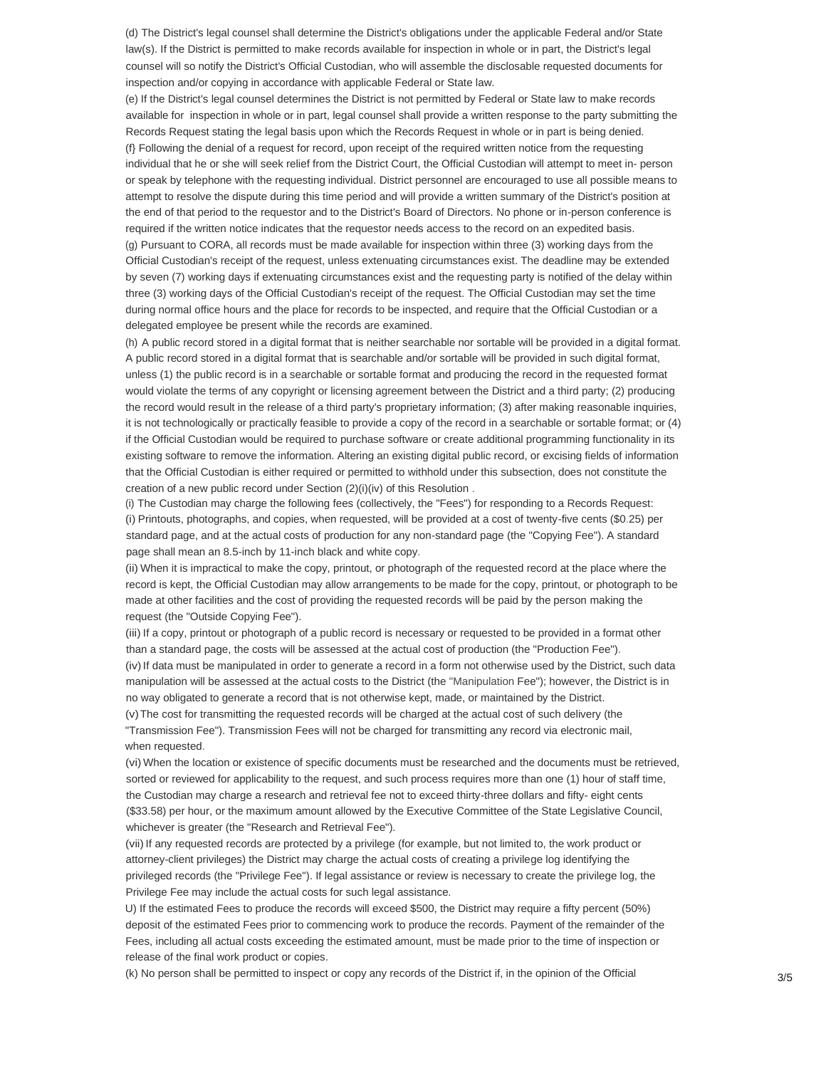(d) The District's legal counsel shall determine the District's obligations under the applicable Federal and/or State law(s). If the District is permitted to make records available for inspection in whole or in part, the District's legal counsel will so notify the District's Official Custodian, who will assemble the disclosable requested documents for inspection and/or copying in accordance with applicable Federal or State law.

(e) If the District's legal counsel determines the District is not permitted by Federal or State law to make records available for inspection in whole or in part, legal counsel shall provide a written response to the party submitting the Records Request stating the legal basis upon which the Records Request in whole or in part is being denied.

(f} Following the denial of a request for record, upon receipt of the required written notice from the requesting individual that he or she will seek relief from the District Court, the Official Custodian will attempt to meet in- person or speak by telephone with the requesting individual. District personnel are encouraged to use all possible means to attempt to resolve the dispute during this time period and will provide a written summary of the District's position at the end of that period to the requestor and to the District's Board of Directors. No phone or in-person conference is required if the written notice indicates that the requestor needs access to the record on an expedited basis.

(g) Pursuant to CORA, all records must be made available for inspection within three (3) working days from the Official Custodian's receipt of the request, unless extenuating circumstances exist. The deadline may be extended by seven (7) working days if extenuating circumstances exist and the requesting party is notified of the delay within three (3) working days of the Official Custodian's receipt of the request. The Official Custodian may set the time during normal office hours and the place for records to be inspected, and require that the Official Custodian or a delegated employee be present while the records are examined.

(h) A public record stored in a digital format that is neither searchable nor sortable will be provided in a digital format. A public record stored in a digital format that is searchable and/or sortable will be provided in such digital format, unless (1) the public record is in a searchable or sortable format and producing the record in the requested format would violate the terms of any copyright or licensing agreement between the District and a third party; (2) producing the record would result in the release of a third party's proprietary information; (3) after making reasonable inquiries, it is not technologically or practically feasible to provide a copy of the record in a searchable or sortable format; or (4) if the Official Custodian would be required to purchase software or create additional programming functionality in its existing software to remove the information. Altering an existing digital public record, or excising fields of information that the Official Custodian is either required or permitted to withhold under this subsection, does not constitute the creation of a new public record under Section (2)(i)(iv) of this Resolution .

(i) The Custodian may charge the following fees (collectively, the "Fees") for responding to a Records Request:

(i) Printouts, photographs, and copies, when requested, will be provided at a cost of twenty-five cents ($0.25) per standard page, and at the actual costs of production for any non-standard page (the "Copying Fee"). A standard page shall mean an 8.5-inch by 11-inch black and white copy.

(ii) When it is impractical to make the copy, printout, or photograph of the requested record at the place where the record is kept, the Official Custodian may allow arrangements to be made for the copy, printout, or photograph to be made at other facilities and the cost of providing the requested records will be paid by the person making the request (the "Outside Copying Fee").

(iii) If a copy, printout or photograph of a public record is necessary or requested to be provided in a format other than a standard page, the costs will be assessed at the actual cost of production (the "Production Fee").

(iv) If data must be manipulated in order to generate a record in a form not otherwise used by the District, such data manipulation will be assessed at the actual costs to the District (the "Manipulation Fee"); however, the District is in no way obligated to generate a record that is not otherwise kept, made, or maintained by the District.

(v) The cost for transmitting the requested records will be charged at the actual cost of such delivery (the "Transmission Fee"). Transmission Fees will not be charged for transmitting any record via electronic mail, when requested.

(vi) When the location or existence of specific documents must be researched and the documents must be retrieved, sorted or reviewed for applicability to the request, and such process requires more than one (1) hour of staff time, the Custodian may charge a research and retrieval fee not to exceed thirty-three dollars and fifty- eight cents ($33.58) per hour, or the maximum amount allowed by the Executive Committee of the State Legislative Council, whichever is greater (the "Research and Retrieval Fee").

(vii) If any requested records are protected by a privilege (for example, but not limited to, the work product or attorney-client privileges) the District may charge the actual costs of creating a privilege log identifying the privileged records (the "Privilege Fee"). If legal assistance or review is necessary to create the privilege log, the Privilege Fee may include the actual costs for such legal assistance.

U) If the estimated Fees to produce the records will exceed $500, the District may require a fifty percent (50%) deposit of the estimated Fees prior to commencing work to produce the records. Payment of the remainder of the Fees, including all actual costs exceeding the estimated amount, must be made prior to the time of inspection or release of the final work product or copies.

(k) No person shall be permitted to inspect or copy any records of the District if, in the opinion of the Official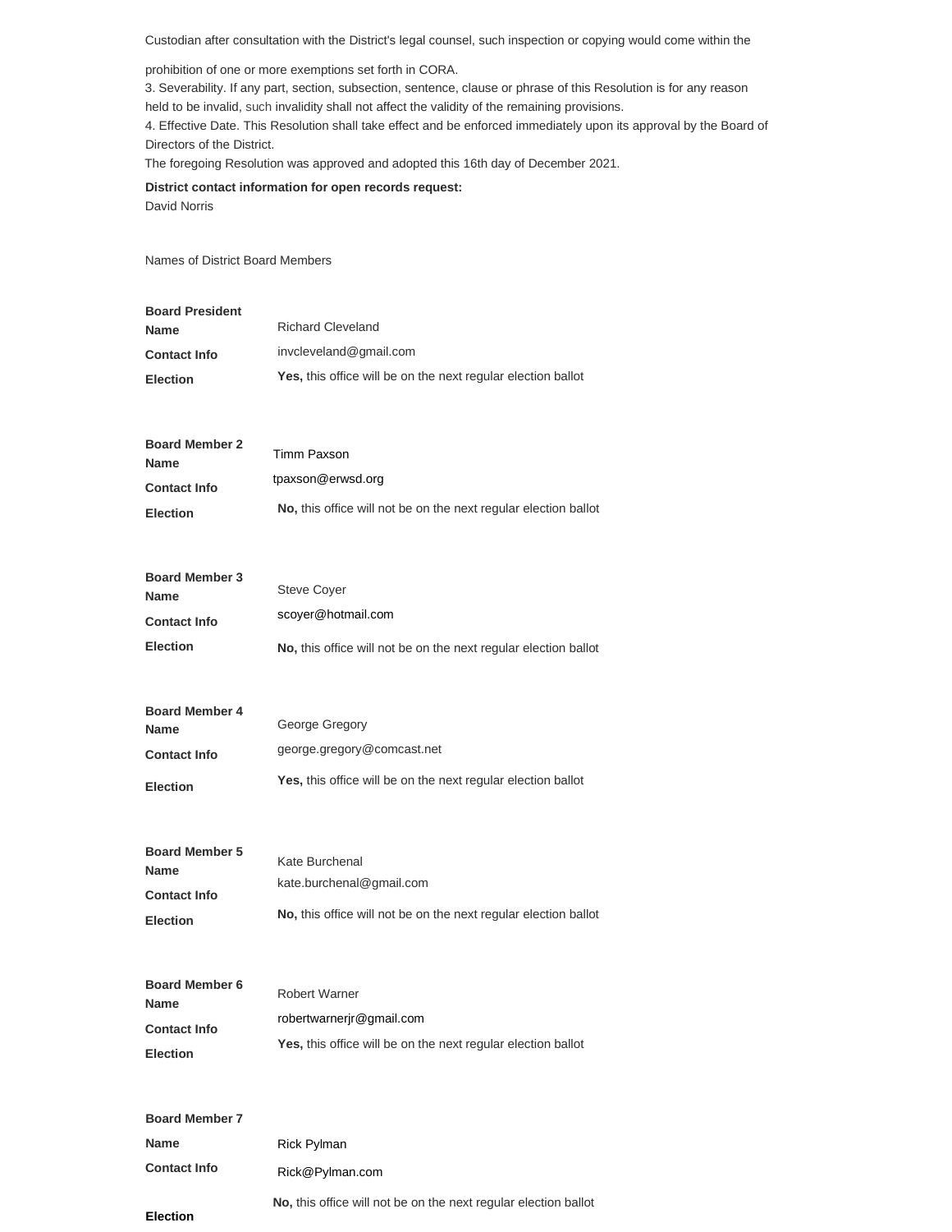Custodian after consultation with the District's legal counsel, such inspection or copying would come within the prohibition of one or more exemptions set forth in CORA.

3. Severability. If any part, section, subsection, sentence, clause or phrase of this Resolution is for any reason held to be invalid, such invalidity shall not affect the validity of the remaining provisions.

4. Effective Date. This Resolution shall take effect and be enforced immediately upon its approval by the Board of Directors of the District.

The foregoing Resolution was approved and adopted this 16th day of December 2021.

**District contact information for open records request:**
David Norris

Names of District Board Members

**Board President**

| | |
|---|---|
| **Name** | Richard Cleveland |
| **Contact Info** | invcleveland@gmail.com |
| **Election** | **Yes,** this office will be on the next regular election ballot |

**Board Member 2**

| | |
|---|---|
| **Name** | Timm Paxson |
| **Contact Info** | tpaxson@erwsd.org |
| **Election** | **No,** this office will not be on the next regular election ballot |

**Board Member 3**

| | |
|---|---|
| **Name** | Steve Coyer |
| **Contact Info** | scoyer@hotmail.com |
| **Election** | **No,** this office will not be on the next regular election ballot |

**Board Member 4**

| | |
|---|---|
| **Name** | George Gregory |
| **Contact Info** | george.gregory@comcast.net |
| **Election** | **Yes,** this office will be on the next regular election ballot |

**Board Member 5**

| | |
|---|---|
| **Name** | Kate Burchenal |
| **Contact Info** | kate.burchenal@gmail.com |
| **Election** | **No,** this office will not be on the next regular election ballot |

**Board Member 6**

| | |
|---|---|
| **Name** | Robert Warner |
| **Contact Info** | robertwarnerjr@gmail.com |
| **Election** | **Yes,** this office will be on the next regular election ballot |

**Board Member 7**

| | |
|---|---|
| **Name** | Rick Pylman |
| **Contact Info** | Rick@Pylman.com |
| **Election** | **No,** this office will not be on the next regular election ballot |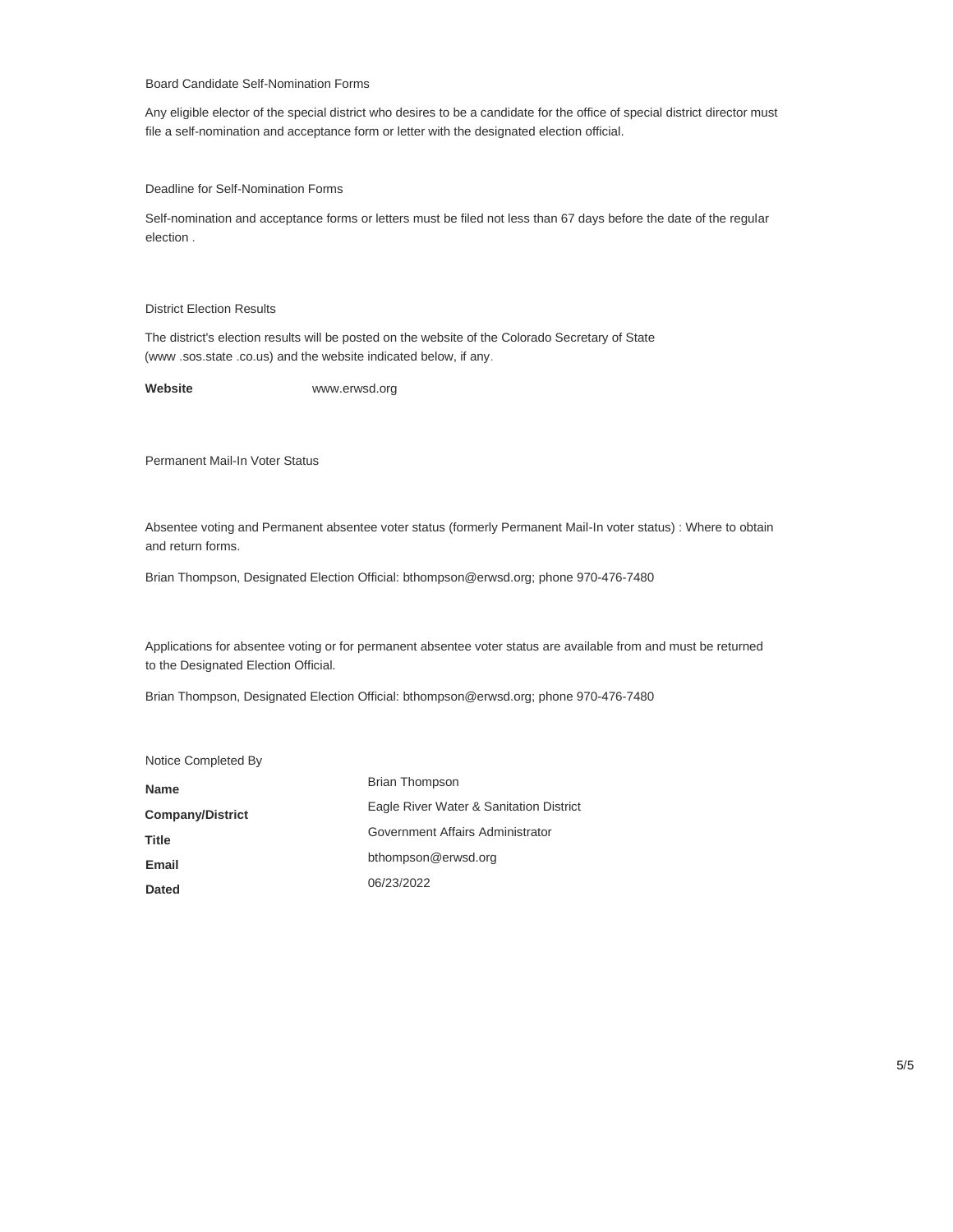Board Candidate Self-Nomination Forms

Any eligible elector of the special district who desires to be a candidate for the office of special district director must file a self-nomination and acceptance form or letter with the designated election official.

Deadline for Self-Nomination Forms

Self-nomination and acceptance forms or letters must be filed not less than 67 days before the date of the regular election .

District Election Results

The district's election results will be posted on the website of the Colorado Secretary of State (www .sos.state .co.us) and the website indicated below, if any.

**Website** www.erwsd.org

Permanent Mail-In Voter Status

Absentee voting and Permanent absentee voter status (formerly Permanent Mail-In voter status) : Where to obtain and return forms.

Brian Thompson, Designated Election Official: bthompson@erwsd.org; phone 970-476-7480

Applications for absentee voting or for permanent absentee voter status are available from and must be returned to the Designated Election Official.

Brian Thompson, Designated Election Official: bthompson@erwsd.org; phone 970-476-7480

Notice Completed By

| | |
|---|---|
| **Name** | Brian Thompson |
| **Company/District** | Eagle River Water & Sanitation District |
| **Title** | Government Affairs Administrator |
| **Email** | bthompson@erwsd.org |
| **Dated** | 06/23/2022 |